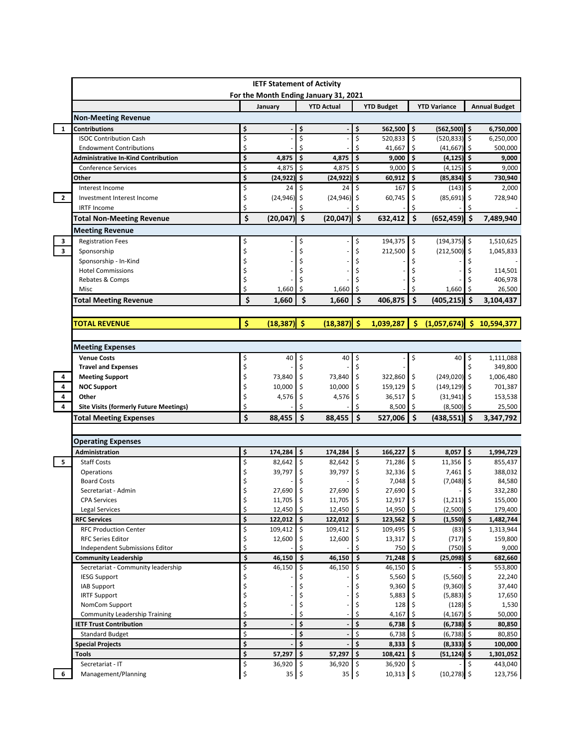# IETF Statement of Activity

## For the Month Ending January 31, 2021

| | | January | YTD Actual | YTD Budget | YTD Variance | Annual Budget |
|---|---|---|---|---|---|---|
| | **Non-Meeting Revenue** | | | | | |
| 1 | **Contributions** | $ - | $ - | $ 562,500 | $ (562,500) | $ 6,750,000 |
| | ISOC Contribution Cash | $ - | $ - | $ 520,833 | $ (520,833) | $ 6,250,000 |
| | Endowment Contributions | $ - | $ - | $ 41,667 | $ (41,667) | $ 500,000 |
| | **Administrative In-Kind Contribution** | $ 4,875 | $ 4,875 | $ 9,000 | $ (4,125) | $ 9,000 |
| | Conference Services | $ 4,875 | $ 4,875 | $ 9,000 | $ (4,125) | $ 9,000 |
| | **Other** | $ (24,922) | $ (24,922) | $ 60,912 | $ (85,834) | $ 730,940 |
| | Interest Income | $ 24 | $ 24 | $ 167 | $ (143) | $ 2,000 |
| 2 | Investment Interest Income | $ (24,946) | $ (24,946) | $ 60,745 | $ (85,691) | $ 728,940 |
| | IRTF Income | $ - | $ - | $ - | $ - | $ - |
| | **Total Non-Meeting Revenue** | $ (20,047) | $ (20,047) | $ 632,412 | $ (652,459) | $ 7,489,940 |
| | **Meeting Revenue** | | | | | |
| 3 | Registration Fees | $ - | $ - | $ 194,375 | $ (194,375) | $ 1,510,625 |
| 3 | Sponsorship | $ - | $ - | $ 212,500 | $ (212,500) | $ 1,045,833 |
| | Sponsorship - In-Kind | $ - | $ - | $ - | $ - | $ - |
| | Hotel Commissions | $ - | $ - | $ - | $ - | $ 114,501 |
| | Rebates & Comps | $ - | $ - | $ - | $ - | $ 406,978 |
| | Misc | $ 1,660 | $ 1,660 | $ - | $ 1,660 | $ 26,500 |
| | **Total Meeting Revenue** | $ 1,660 | $ 1,660 | $ 406,875 | $ (405,215) | $ 3,104,437 |
| | | | | | | |
| | **TOTAL REVENUE** | $ (18,387) | $ (18,387) | $ 1,039,287 | $ (1,057,674) | $ 10,594,377 |
| | | | | | | |
| | **Meeting Expenses** | | | | | |
| | **Venue Costs** | $ 40 | $ 40 | $ - | $ 40 | $ 1,111,088 |
| | **Travel and Expenses** | $ - | $ - | $ - | | $ 349,800 |
| 4 | **Meeting Support** | $ 73,840 | $ 73,840 | $ 322,860 | $ (249,020) | $ 1,006,480 |
| 4 | **NOC Support** | $ 10,000 | $ 10,000 | $ 159,129 | $ (149,129) | $ 701,387 |
| 4 | **Other** | $ 4,576 | $ 4,576 | $ 36,517 | $ (31,941) | $ 153,538 |
| 4 | **Site Visits (formerly Future Meetings)** | $ - | $ - | $ 8,500 | $ (8,500) | $ 25,500 |
| | **Total Meeting Expenses** | $ 88,455 | $ 88,455 | $ 527,006 | $ (438,551) | $ 3,347,792 |
| | | | | | | |
| | **Operating Expenses** | | | | | |
| | **Administration** | $ 174,284 | $ 174,284 | $ 166,227 | $ 8,057 | $ 1,994,729 |
| 5 | Staff Costs | $ 82,642 | $ 82,642 | $ 71,286 | $ 11,356 | $ 855,437 |
| | Operations | $ 39,797 | $ 39,797 | $ 32,336 | $ 7,461 | $ 388,032 |
| | Board Costs | $ - | $ - | $ 7,048 | $ (7,048) | $ 84,580 |
| | Secretariat - Admin | $ 27,690 | $ 27,690 | $ 27,690 | $ - | $ 332,280 |
| | CPA Services | $ 11,705 | $ 11,705 | $ 12,917 | $ (1,211) | $ 155,000 |
| | Legal Services | $ 12,450 | $ 12,450 | $ 14,950 | $ (2,500) | $ 179,400 |
| | **RFC Services** | $ 122,012 | $ 122,012 | $ 123,562 | $ (1,550) | $ 1,482,744 |
| | RFC Production Center | $ 109,412 | $ 109,412 | $ 109,495 | $ (83) | $ 1,313,944 |
| | RFC Series Editor | $ 12,600 | $ 12,600 | $ 13,317 | $ (717) | $ 159,800 |
| | Independent Submissions Editor | $ - | $ - | $ 750 | $ (750) | $ 9,000 |
| | **Community Leadership** | $ 46,150 | $ 46,150 | $ 71,248 | $ (25,098) | $ 682,660 |
| | Secretariat - Community leadership | $ 46,150 | $ 46,150 | $ 46,150 | $ - | $ 553,800 |
| | IESG Support | $ - | $ - | $ 5,560 | $ (5,560) | $ 22,240 |
| | IAB Support | $ - | $ - | $ 9,360 | $ (9,360) | $ 37,440 |
| | IRTF Support | $ - | $ - | $ 5,883 | $ (5,883) | $ 17,650 |
| | NomCom Support | $ - | $ - | $ 128 | $ (128) | $ 1,530 |
| | Community Leadership Training | $ - | $ - | $ 4,167 | $ (4,167) | $ 50,000 |
| | **IETF Trust Contribution** | $ - | $ - | $ 6,738 | $ (6,738) | $ 80,850 |
| | Standard Budget | $ - | $ - | $ 6,738 | $ (6,738) | $ 80,850 |
| | **Special Projects** | $ - | $ - | $ 8,333 | $ (8,333) | $ 100,000 |
| | **Tools** | $ 57,297 | $ 57,297 | $ 108,421 | $ (51,124) | $ 1,301,052 |
| | Secretariat - IT | $ 36,920 | $ 36,920 | $ 36,920 | $ - | $ 443,040 |
| 6 | Management/Planning | $ 35 | $ 35 | $ 10,313 | $ (10,278) | $ 123,756 |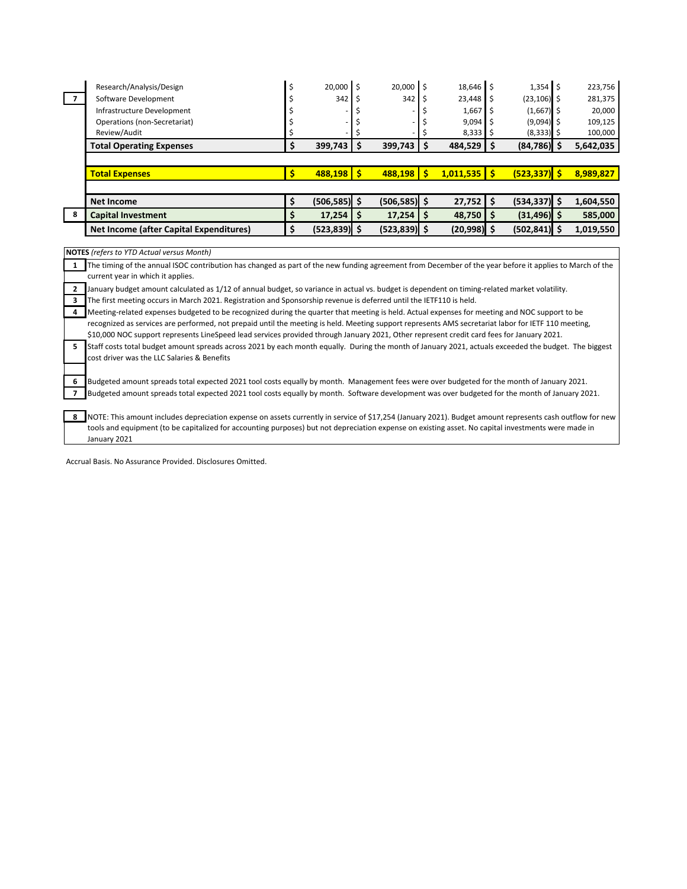| | | | | | | |
|---|---|---|---|---|---|---|
| | Research/Analysis/Design | $ 20,000 | $ 20,000 | $ 18,646 | $ 1,354 | $ 223,756 |
| 7 | Software Development | $ 342 | $ 342 | $ 23,448 | $ (23,106) | $ 281,375 |
| | Infrastructure Development | $ - | $ - | $ 1,667 | $ (1,667) | $ 20,000 |
| | Operations (non-Secretariat) | $ - | $ - | $ 9,094 | $ (9,094) | $ 109,125 |
| | Review/Audit | $ - | $ - | $ 8,333 | $ (8,333) | $ 100,000 |
| | **Total Operating Expenses** | **$ 399,743** | **$ 399,743** | **$ 484,529** | **$ (84,786)** | **$ 5,642,035** |
| | | | | | | |
| | **Total Expenses** | **$ 488,198** | **$ 488,198** | **$ 1,011,535** | **$ (523,337)** | **$ 8,989,827** |
| | | | | | | |
| | **Net Income** | **$ (506,585)** | **$ (506,585)** | **$ 27,752** | **$ (534,337)** | **$ 1,604,550** |
| 8 | **Capital Investment** | **$ 17,254** | **$ 17,254** | **$ 48,750** | **$ (31,496)** | **$ 585,000** |
| | **Net Income (after Capital Expenditures)** | **$ (523,839)** | **$ (523,839)** | **$ (20,998)** | **$ (502,841)** | **$ 1,019,550** |

**NOTES** *(refers to YTD Actual versus Month)*

| | |
|---|---|
| 1 | The timing of the annual ISOC contribution has changed as part of the new funding agreement from December of the year before it applies to March of the current year in which it applies. |
| 2 | January budget amount calculated as 1/12 of annual budget, so variance in actual vs. budget is dependent on timing-related market volatility. |
| 3 | The first meeting occurs in March 2021. Registration and Sponsorship revenue is deferred until the IETF110 is held. |
| 4 | Meeting-related expenses budgeted to be recognized during the quarter that meeting is held. Actual expenses for meeting and NOC support to be recognized as services are performed, not prepaid until the meeting is held. Meeting support represents AMS secretariat labor for IETF 110 meeting, $10,000 NOC support represents LineSpeed lead services provided through January 2021, Other represent credit card fees for January 2021. |
| 5 | Staff costs total budget amount spreads across 2021 by each month equally. During the month of January 2021, actuals exceeded the budget. The biggest cost driver was the LLC Salaries & Benefits |
| 6 | Budgeted amount spreads total expected 2021 tool costs equally by month. Management fees were over budgeted for the month of January 2021. |
| 7 | Budgeted amount spreads total expected 2021 tool costs equally by month. Software development was over budgeted for the month of January 2021. |
| 8 | NOTE: This amount includes depreciation expense on assets currently in service of $17,254 (January 2021). Budget amount represents cash outflow for new tools and equipment (to be capitalized for accounting purposes) but not depreciation expense on existing asset. No capital investments were made in January 2021 |

Accrual Basis. No Assurance Provided. Disclosures Omitted.